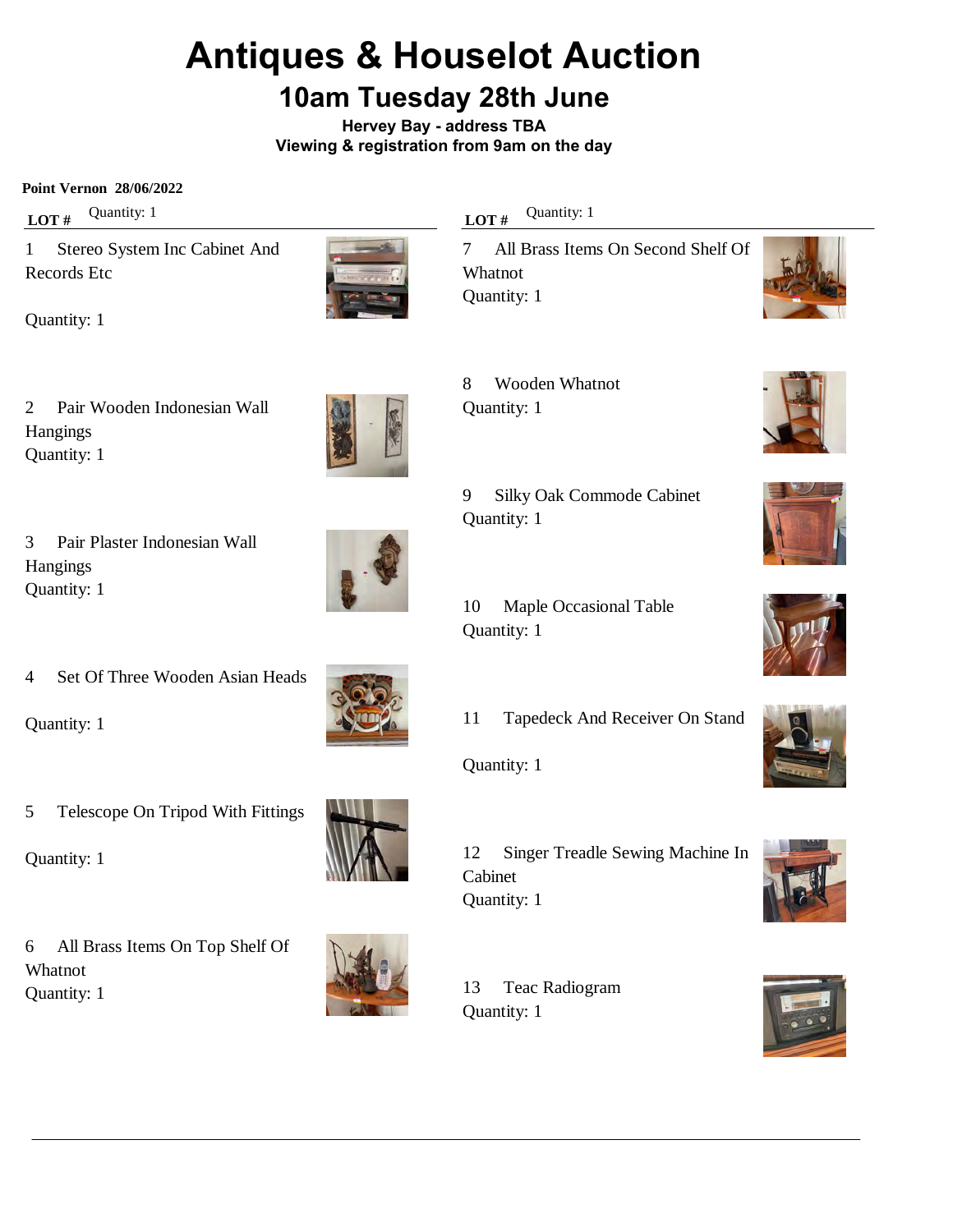# Antiques & Houselot Auction

## 10am Tuesday 28th June

**Hervey Bay - address TBA**
**Viewing & registration from 9am on the day**

**Point Vernon 28/06/2022**

**LOT #** Quantity: 1

1 Stereo System Inc Cabinet And Records Etc
Quantity: 1

2 Pair Wooden Indonesian Wall Hangings
Quantity: 1

3 Pair Plaster Indonesian Wall Hangings
Quantity: 1

4 Set Of Three Wooden Asian Heads
Quantity: 1

5 Telescope On Tripod With Fittings
Quantity: 1

6 All Brass Items On Top Shelf Of Whatnot
Quantity: 1

**LOT #** Quantity: 1

7 All Brass Items On Second Shelf Of Whatnot
Quantity: 1

8 Wooden Whatnot
Quantity: 1

9 Silky Oak Commode Cabinet
Quantity: 1

10 Maple Occasional Table
Quantity: 1

11 Tapedeck And Receiver On Stand
Quantity: 1

12 Singer Treadle Sewing Machine In Cabinet
Quantity: 1

13 Teac Radiogram
Quantity: 1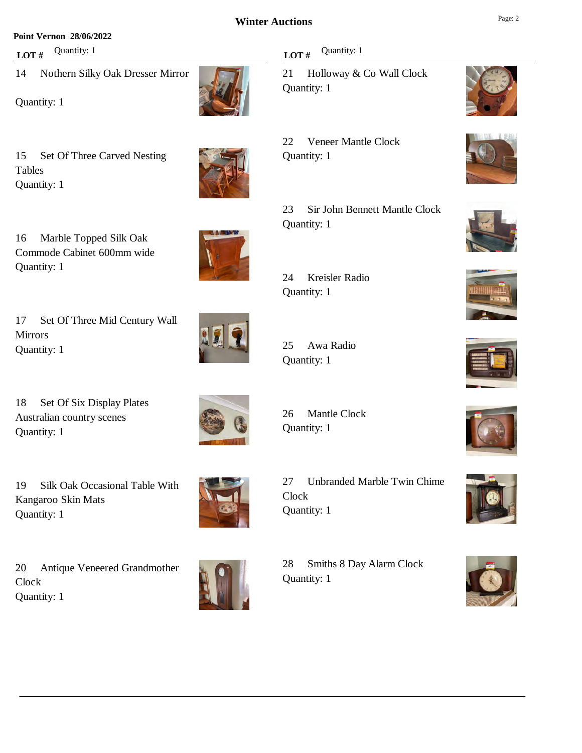# Winter Auctions

**Point Vernon 28/06/2022**

| LOT # | Description | Quantity |
|---|---|---|
| 14 | Nothern Silky Oak Dresser Mirror | 1 |
| 15 | Set Of Three Carved Nesting Tables | 1 |
| 16 | Marble Topped Silk Oak Commode Cabinet 600mm wide | 1 |
| 17 | Set Of Three Mid Century Wall Mirrors | 1 |
| 18 | Set Of Six Display Plates Australian country scenes | 1 |
| 19 | Silk Oak Occasional Table With Kangaroo Skin Mats | 1 |
| 20 | Antique Veneered Grandmother Clock | 1 |
| 21 | Holloway & Co Wall Clock | 1 |
| 22 | Veneer Mantle Clock | 1 |
| 23 | Sir John Bennett Mantle Clock | 1 |
| 24 | Kreisler Radio | 1 |
| 25 | Awa Radio | 1 |
| 26 | Mantle Clock | 1 |
| 27 | Unbranded Marble Twin Chime Clock | 1 |
| 28 | Smiths 8 Day Alarm Clock | 1 |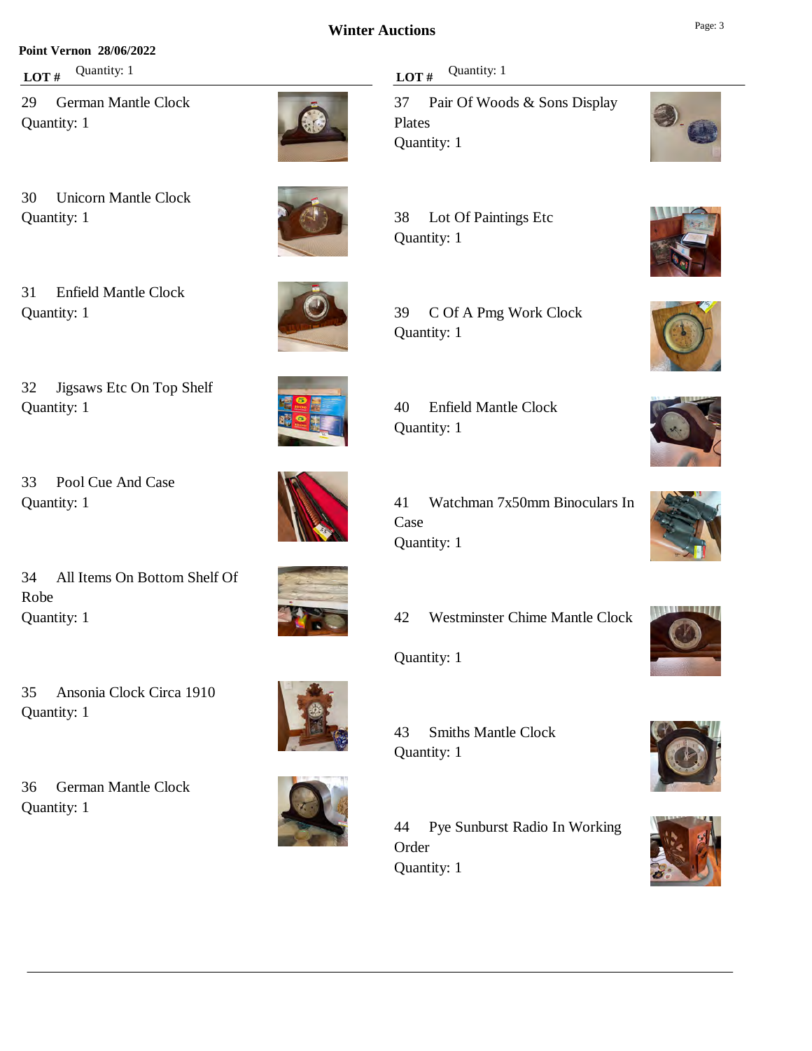## Winter Auctions

**Point Vernon 28/06/2022**

| LOT # | Description |
|---|---|
| 29 | German Mantle Clock<br>Quantity: 1 |
| 30 | Unicorn Mantle Clock<br>Quantity: 1 |
| 31 | Enfield Mantle Clock<br>Quantity: 1 |
| 32 | Jigsaws Etc On Top Shelf<br>Quantity: 1 |
| 33 | Pool Cue And Case<br>Quantity: 1 |
| 34 | All Items On Bottom Shelf Of Robe<br>Quantity: 1 |
| 35 | Ansonia Clock Circa 1910<br>Quantity: 1 |
| 36 | German Mantle Clock<br>Quantity: 1 |
| 37 | Pair Of Woods & Sons Display Plates<br>Quantity: 1 |
| 38 | Lot Of Paintings Etc<br>Quantity: 1 |
| 39 | C Of A Pmg Work Clock<br>Quantity: 1 |
| 40 | Enfield Mantle Clock<br>Quantity: 1 |
| 41 | Watchman 7x50mm Binoculars In Case<br>Quantity: 1 |
| 42 | Westminster Chime Mantle Clock<br>Quantity: 1 |
| 43 | Smiths Mantle Clock<br>Quantity: 1 |
| 44 | Pye Sunburst Radio In Working Order<br>Quantity: 1 |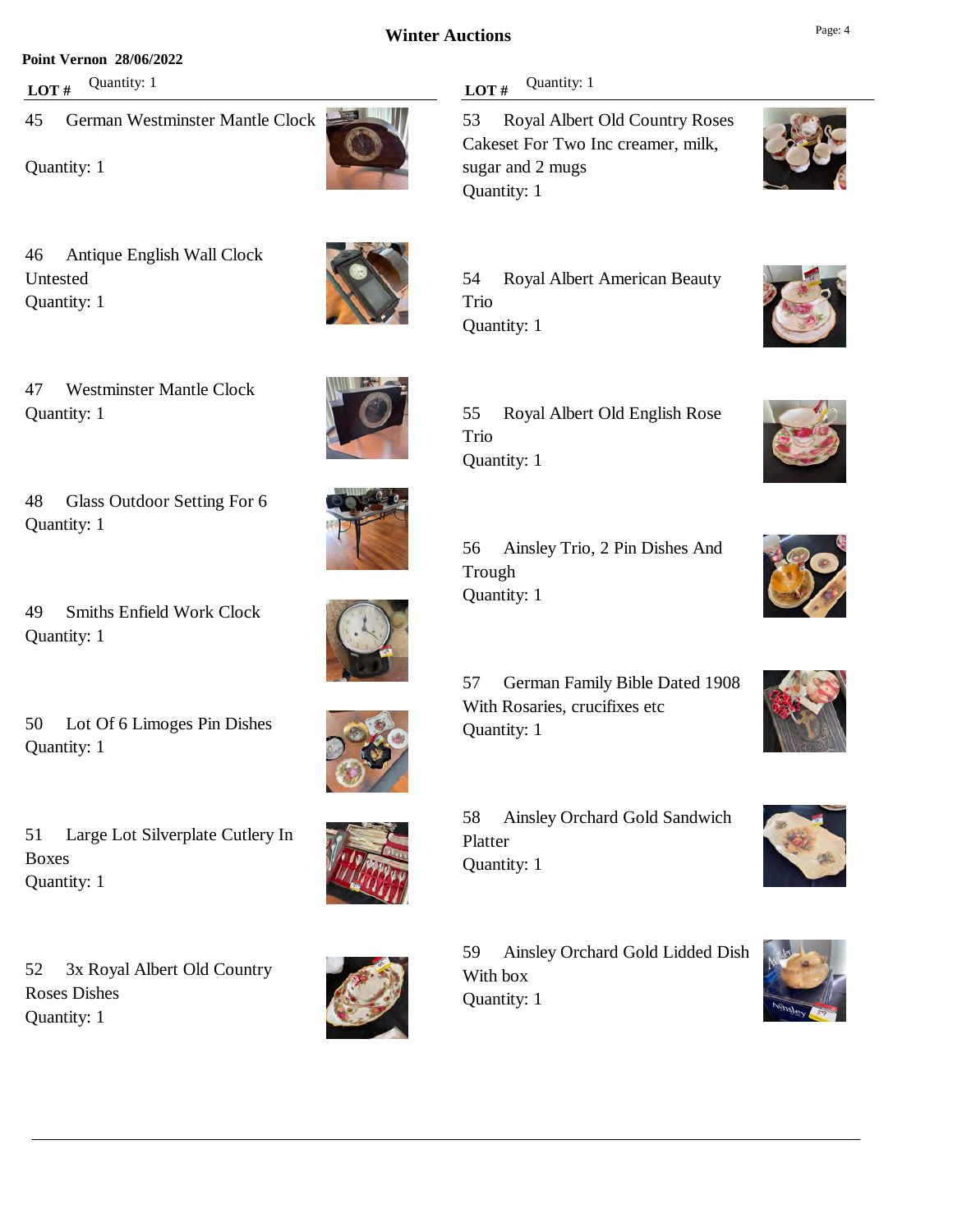# Winter Auctions

**Point Vernon 28/06/2022**

| LOT # | Quantity: 1 |
|---|---|

45 German Westminster Mantle Clock
Quantity: 1

46 Antique English Wall Clock Untested
Quantity: 1

47 Westminster Mantle Clock
Quantity: 1

48 Glass Outdoor Setting For 6
Quantity: 1

49 Smiths Enfield Work Clock
Quantity: 1

50 Lot Of 6 Limoges Pin Dishes
Quantity: 1

51 Large Lot Silverplate Cutlery In Boxes
Quantity: 1

52 3x Royal Albert Old Country Roses Dishes
Quantity: 1

| LOT # | Quantity: 1 |
|---|---|

53 Royal Albert Old Country Roses Cakeset For Two Inc creamer, milk, sugar and 2 mugs
Quantity: 1

54 Royal Albert American Beauty Trio
Quantity: 1

55 Royal Albert Old English Rose Trio
Quantity: 1

56 Ainsley Trio, 2 Pin Dishes And Trough
Quantity: 1

57 German Family Bible Dated 1908 With Rosaries, crucifixes etc
Quantity: 1

58 Ainsley Orchard Gold Sandwich Platter
Quantity: 1

59 Ainsley Orchard Gold Lidded Dish With box
Quantity: 1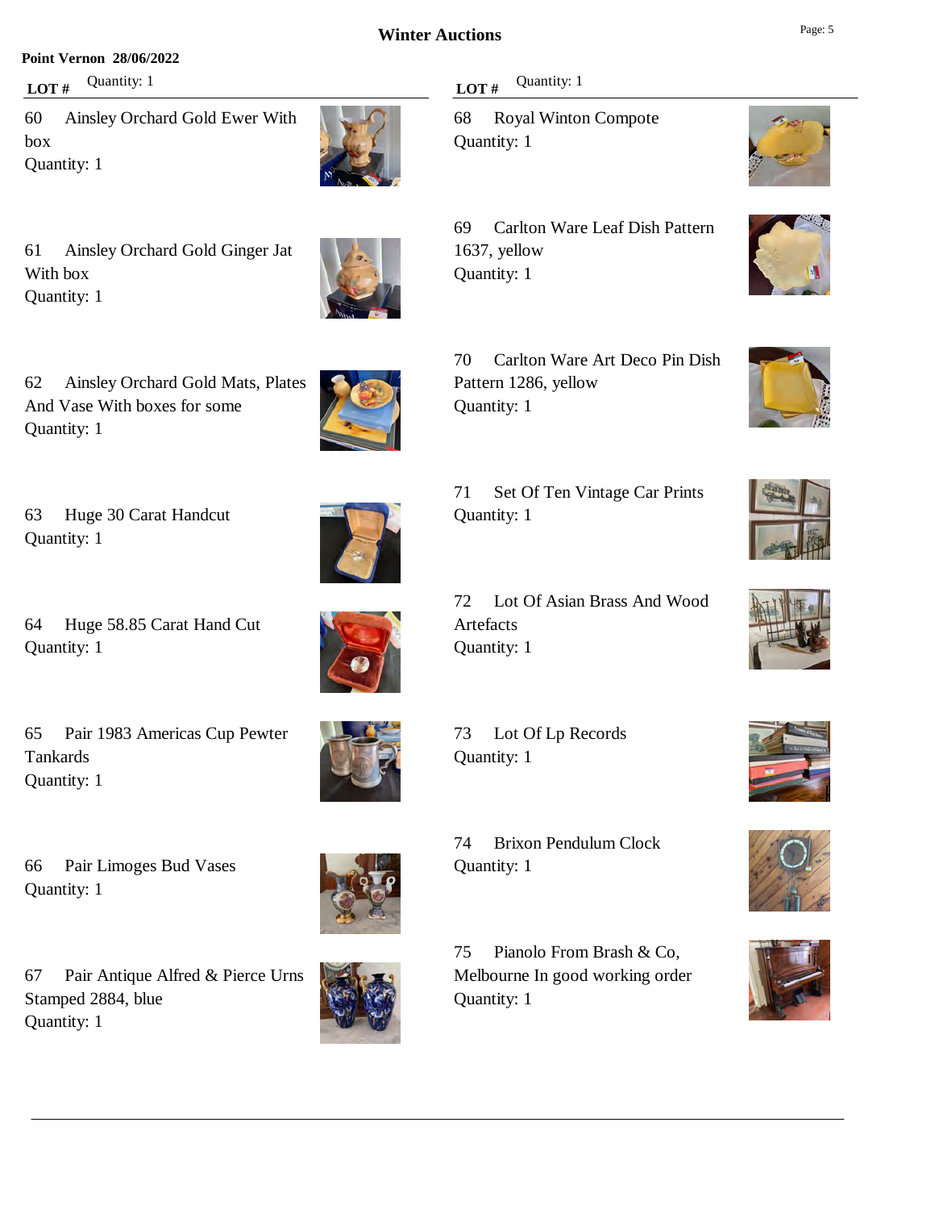# Winter Auctions

**Point Vernon 28/06/2022**

**LOT #** Quantity: 1

60 Ainsley Orchard Gold Ewer With box
Quantity: 1

61 Ainsley Orchard Gold Ginger Jat With box
Quantity: 1

62 Ainsley Orchard Gold Mats, Plates And Vase With boxes for some
Quantity: 1

63 Huge 30 Carat Handcut
Quantity: 1

64 Huge 58.85 Carat Hand Cut
Quantity: 1

65 Pair 1983 Americas Cup Pewter Tankards
Quantity: 1

66 Pair Limoges Bud Vases
Quantity: 1

67 Pair Antique Alfred & Pierce Urns Stamped 2884, blue
Quantity: 1

**LOT #** Quantity: 1

68 Royal Winton Compote
Quantity: 1

69 Carlton Ware Leaf Dish Pattern 1637, yellow
Quantity: 1

70 Carlton Ware Art Deco Pin Dish Pattern 1286, yellow
Quantity: 1

71 Set Of Ten Vintage Car Prints
Quantity: 1

72 Lot Of Asian Brass And Wood Artefacts
Quantity: 1

73 Lot Of Lp Records
Quantity: 1

74 Brixon Pendulum Clock
Quantity: 1

75 Pianolo From Brash & Co, Melbourne In good working order
Quantity: 1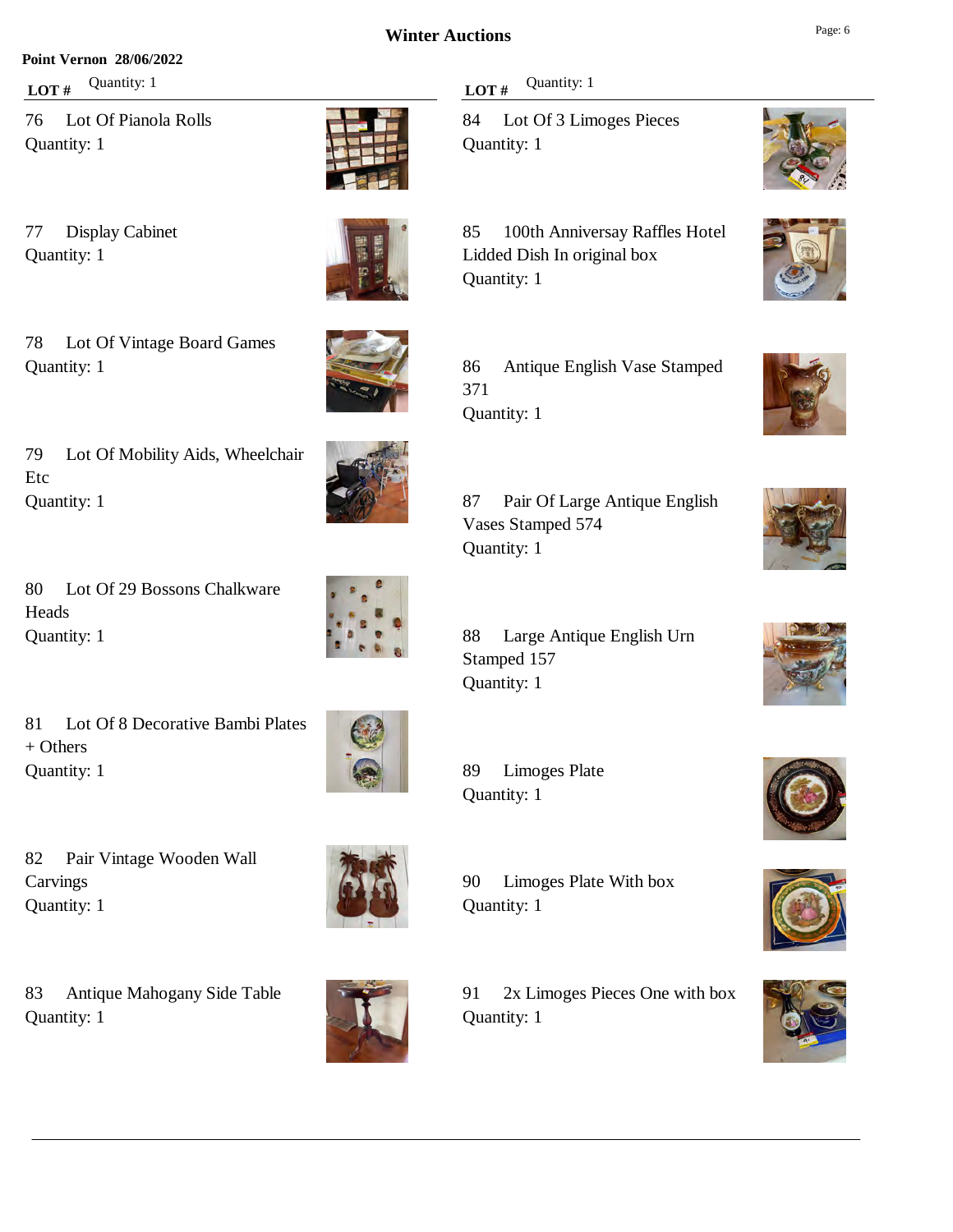# Winter Auctions

**Point Vernon 28/06/2022**

| LOT # | Quantity: 1 |
|---|---|
| 76 | Lot Of Pianola Rolls<br>Quantity: 1 |
| 77 | Display Cabinet<br>Quantity: 1 |
| 78 | Lot Of Vintage Board Games<br>Quantity: 1 |
| 79 | Lot Of Mobility Aids, Wheelchair Etc<br>Quantity: 1 |
| 80 | Lot Of 29 Bossons Chalkware Heads<br>Quantity: 1 |
| 81 | Lot Of 8 Decorative Bambi Plates + Others<br>Quantity: 1 |
| 82 | Pair Vintage Wooden Wall Carvings<br>Quantity: 1 |
| 83 | Antique Mahogany Side Table<br>Quantity: 1 |

| LOT # | Quantity: 1 |
|---|---|
| 84 | Lot Of 3 Limoges Pieces<br>Quantity: 1 |
| 85 | 100th Anniversay Raffles Hotel Lidded Dish In original box<br>Quantity: 1 |
| 86 | Antique English Vase Stamped 371<br>Quantity: 1 |
| 87 | Pair Of Large Antique English Vases Stamped 574<br>Quantity: 1 |
| 88 | Large Antique English Urn Stamped 157<br>Quantity: 1 |
| 89 | Limoges Plate<br>Quantity: 1 |
| 90 | Limoges Plate With box<br>Quantity: 1 |
| 91 | 2x Limoges Pieces One with box<br>Quantity: 1 |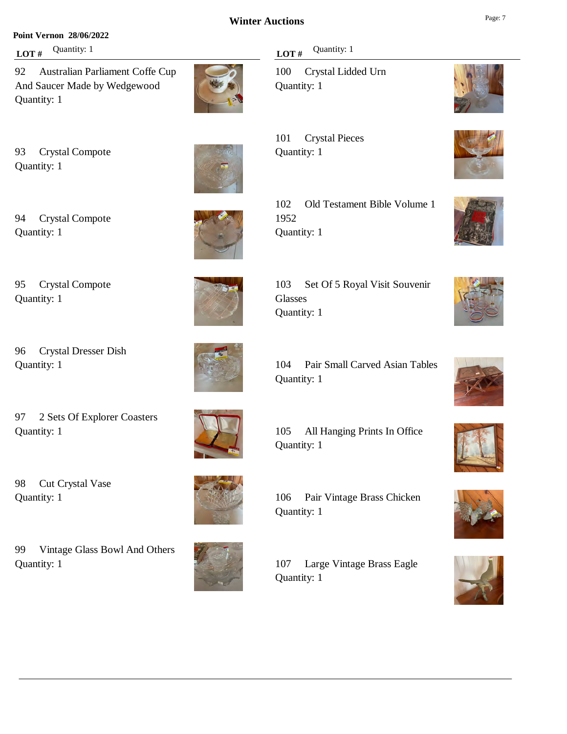# Winter Auctions

**Point Vernon 28/06/2022**

| LOT # | Description | Quantity |
|---|---|---|
| 92 | Australian Parliament Coffe Cup And Saucer Made by Wedgewood | 1 |
| 93 | Crystal Compote | 1 |
| 94 | Crystal Compote | 1 |
| 95 | Crystal Compote | 1 |
| 96 | Crystal Dresser Dish | 1 |
| 97 | 2 Sets Of Explorer Coasters | 1 |
| 98 | Cut Crystal Vase | 1 |
| 99 | Vintage Glass Bowl And Others | 1 |
| 100 | Crystal Lidded Urn | 1 |
| 101 | Crystal Pieces | 1 |
| 102 | Old Testament Bible Volume 1 1952 | 1 |
| 103 | Set Of 5 Royal Visit Souvenir Glasses | 1 |
| 104 | Pair Small Carved Asian Tables | 1 |
| 105 | All Hanging Prints In Office | 1 |
| 106 | Pair Vintage Brass Chicken | 1 |
| 107 | Large Vintage Brass Eagle | 1 |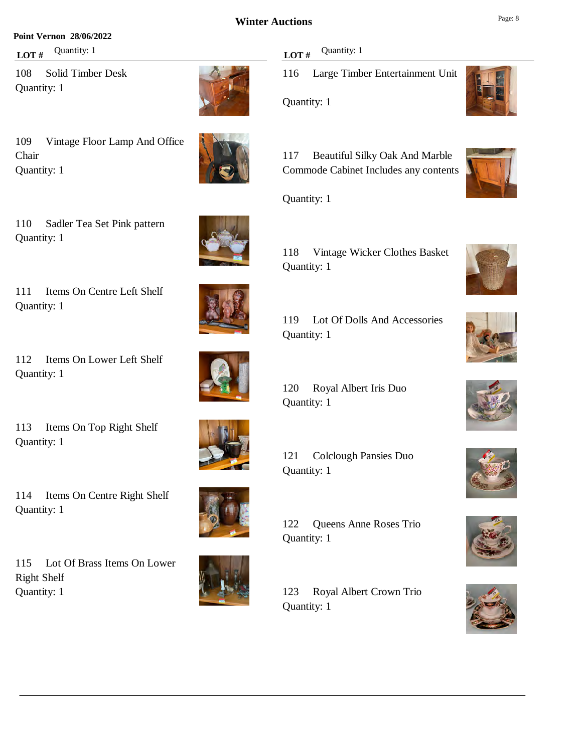# Winter Auctions

**Point Vernon 28/06/2022**

| LOT # | Description | Quantity |
|---|---|---|
| 108 | Solid Timber Desk | 1 |
| 109 | Vintage Floor Lamp And Office Chair | 1 |
| 110 | Sadler Tea Set Pink pattern | 1 |
| 111 | Items On Centre Left Shelf | 1 |
| 112 | Items On Lower Left Shelf | 1 |
| 113 | Items On Top Right Shelf | 1 |
| 114 | Items On Centre Right Shelf | 1 |
| 115 | Lot Of Brass Items On Lower Right Shelf | 1 |
| 116 | Large Timber Entertainment Unit | 1 |
| 117 | Beautiful Silky Oak And Marble Commode Cabinet Includes any contents | 1 |
| 118 | Vintage Wicker Clothes Basket | 1 |
| 119 | Lot Of Dolls And Accessories | 1 |
| 120 | Royal Albert Iris Duo | 1 |
| 121 | Colclough Pansies Duo | 1 |
| 122 | Queens Anne Roses Trio | 1 |
| 123 | Royal Albert Crown Trio | 1 |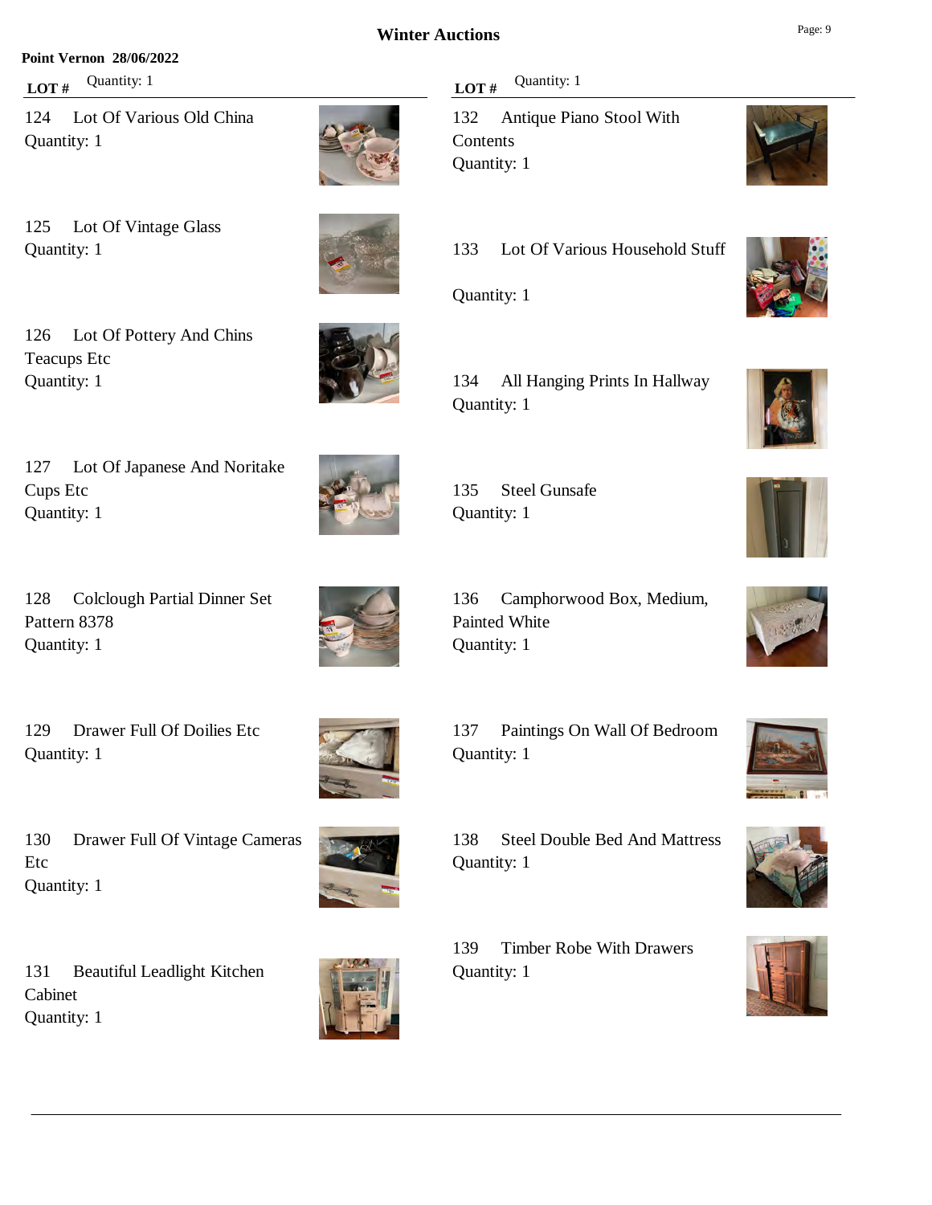# Winter Auctions

**Point Vernon 28/06/2022**

| LOT # | Description | Quantity |
|---|---|---|
| 124 | Lot Of Various Old China | 1 |
| 125 | Lot Of Vintage Glass | 1 |
| 126 | Lot Of Pottery And Chins Teacups Etc | 1 |
| 127 | Lot Of Japanese And Noritake Cups Etc | 1 |
| 128 | Colclough Partial Dinner Set Pattern 8378 | 1 |
| 129 | Drawer Full Of Doilies Etc | 1 |
| 130 | Drawer Full Of Vintage Cameras Etc | 1 |
| 131 | Beautiful Leadlight Kitchen Cabinet | 1 |
| 132 | Antique Piano Stool With Contents | 1 |
| 133 | Lot Of Various Household Stuff | 1 |
| 134 | All Hanging Prints In Hallway | 1 |
| 135 | Steel Gunsafe | 1 |
| 136 | Camphorwood Box, Medium, Painted White | 1 |
| 137 | Paintings On Wall Of Bedroom | 1 |
| 138 | Steel Double Bed And Mattress | 1 |
| 139 | Timber Robe With Drawers | 1 |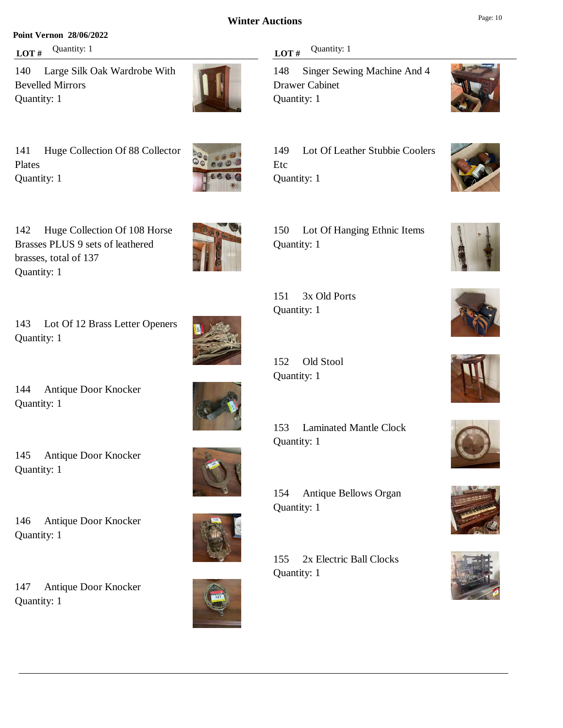# Winter Auctions

**Point Vernon 28/06/2022**

| LOT # | Description | Quantity |
|---|---|---|
| 140 | Large Silk Oak Wardrobe With Bevelled Mirrors | Quantity: 1 |
| 141 | Huge Collection Of 88 Collector Plates | Quantity: 1 |
| 142 | Huge Collection Of 108 Horse Brasses PLUS 9 sets of leathered brasses, total of 137 | Quantity: 1 |
| 143 | Lot Of 12 Brass Letter Openers | Quantity: 1 |
| 144 | Antique Door Knocker | Quantity: 1 |
| 145 | Antique Door Knocker | Quantity: 1 |
| 146 | Antique Door Knocker | Quantity: 1 |
| 147 | Antique Door Knocker | Quantity: 1 |
| 148 | Singer Sewing Machine And 4 Drawer Cabinet | Quantity: 1 |
| 149 | Lot Of Leather Stubbie Coolers Etc | Quantity: 1 |
| 150 | Lot Of Hanging Ethnic Items | Quantity: 1 |
| 151 | 3x Old Ports | Quantity: 1 |
| 152 | Old Stool | Quantity: 1 |
| 153 | Laminated Mantle Clock | Quantity: 1 |
| 154 | Antique Bellows Organ | Quantity: 1 |
| 155 | 2x Electric Ball Clocks | Quantity: 1 |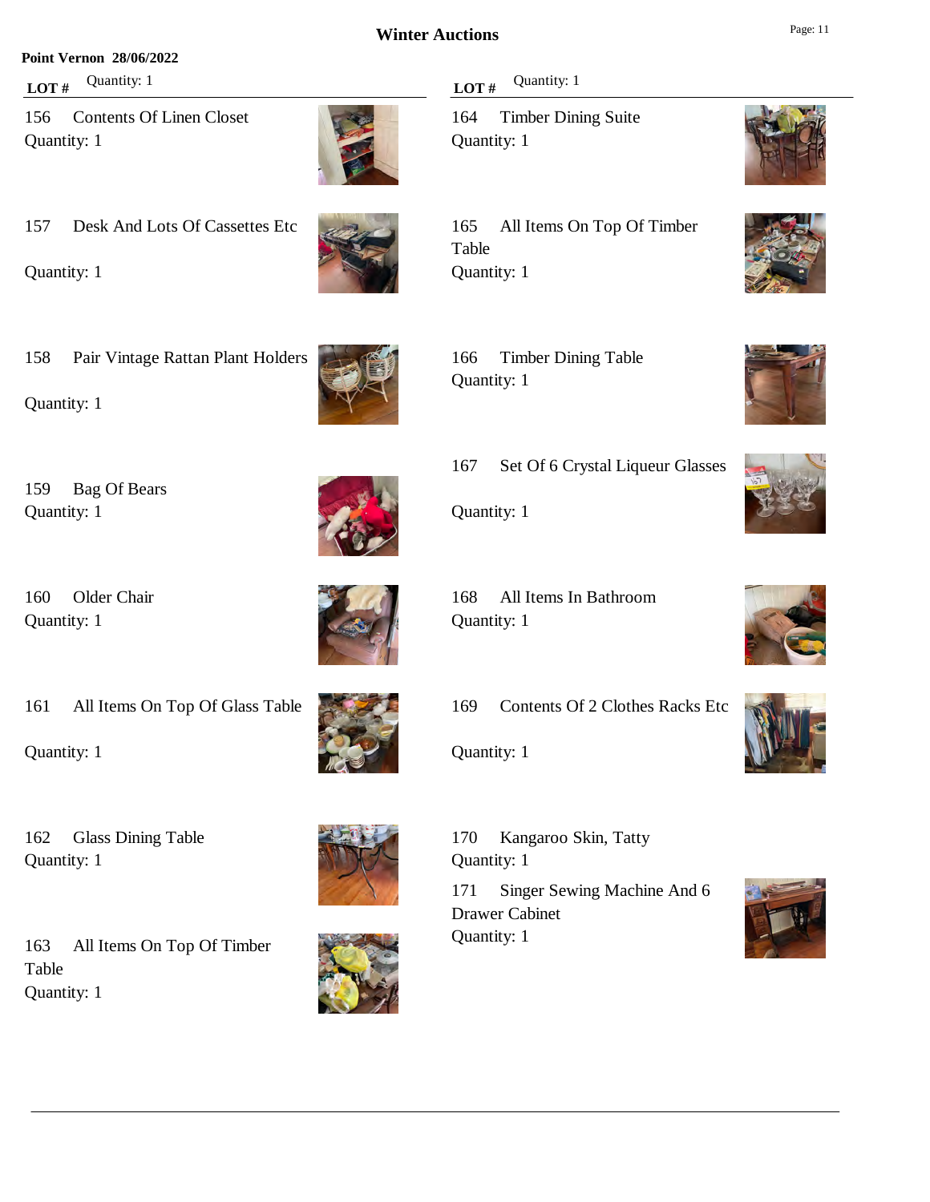**Point Vernon 28/06/2022**

| LOT # | Description | Quantity |
|---|---|---|
| 156 | Contents Of Linen Closet | 1 |
| 157 | Desk And Lots Of Cassettes Etc | 1 |
| 158 | Pair Vintage Rattan Plant Holders | 1 |
| 159 | Bag Of Bears | 1 |
| 160 | Older Chair | 1 |
| 161 | All Items On Top Of Glass Table | 1 |
| 162 | Glass Dining Table | 1 |
| 163 | All Items On Top Of Timber Table | 1 |
| 164 | Timber Dining Suite | 1 |
| 165 | All Items On Top Of Timber Table | 1 |
| 166 | Timber Dining Table | 1 |
| 167 | Set Of 6 Crystal Liqueur Glasses | 1 |
| 168 | All Items In Bathroom | 1 |
| 169 | Contents Of 2 Clothes Racks Etc | 1 |
| 170 | Kangaroo Skin, Tatty | 1 |
| 171 | Singer Sewing Machine And 6 Drawer Cabinet | 1 |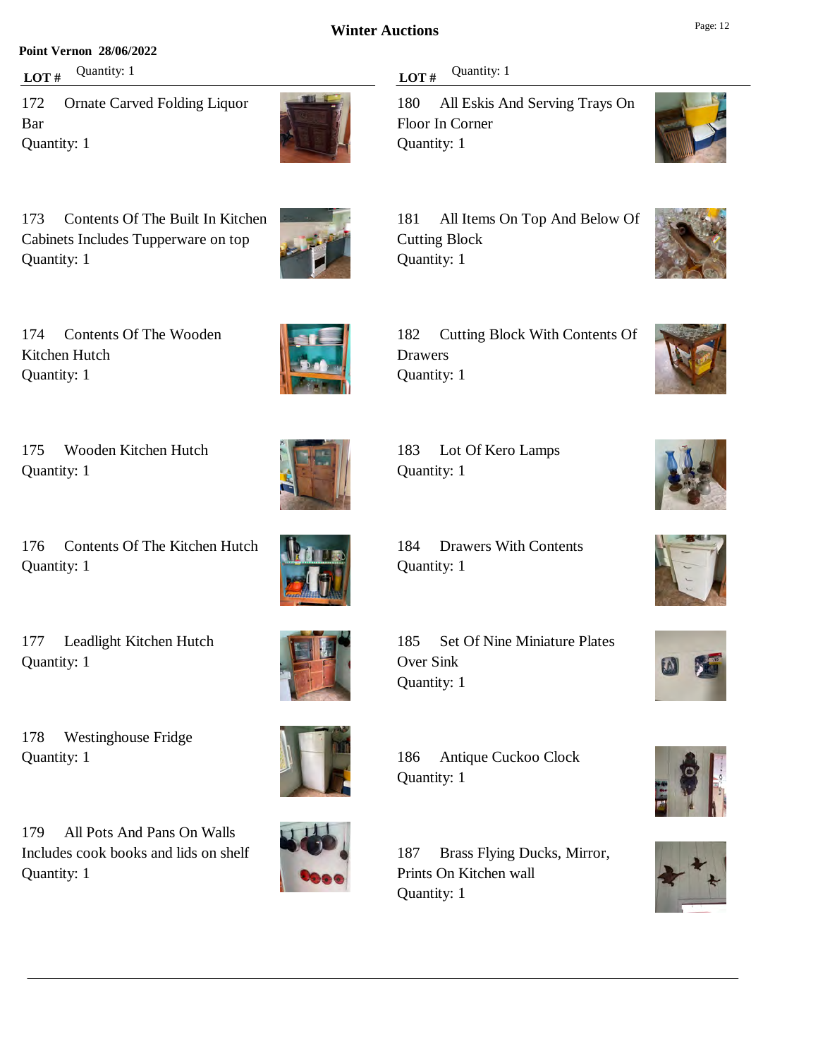## Winter Auctions

**Point Vernon 28/06/2022**

| LOT # | Description | Quantity |
|---|---|---|
| 172 | Ornate Carved Folding Liquor Bar | 1 |
| 173 | Contents Of The Built In Kitchen Cabinets Includes Tupperware on top | 1 |
| 174 | Contents Of The Wooden Kitchen Hutch | 1 |
| 175 | Wooden Kitchen Hutch | 1 |
| 176 | Contents Of The Kitchen Hutch | 1 |
| 177 | Leadlight Kitchen Hutch | 1 |
| 178 | Westinghouse Fridge | 1 |
| 179 | All Pots And Pans On Walls Includes cook books and lids on shelf | 1 |
| 180 | All Eskis And Serving Trays On Floor In Corner | 1 |
| 181 | All Items On Top And Below Of Cutting Block | 1 |
| 182 | Cutting Block With Contents Of Drawers | 1 |
| 183 | Lot Of Kero Lamps | 1 |
| 184 | Drawers With Contents | 1 |
| 185 | Set Of Nine Miniature Plates Over Sink | 1 |
| 186 | Antique Cuckoo Clock | 1 |
| 187 | Brass Flying Ducks, Mirror, Prints On Kitchen wall | 1 |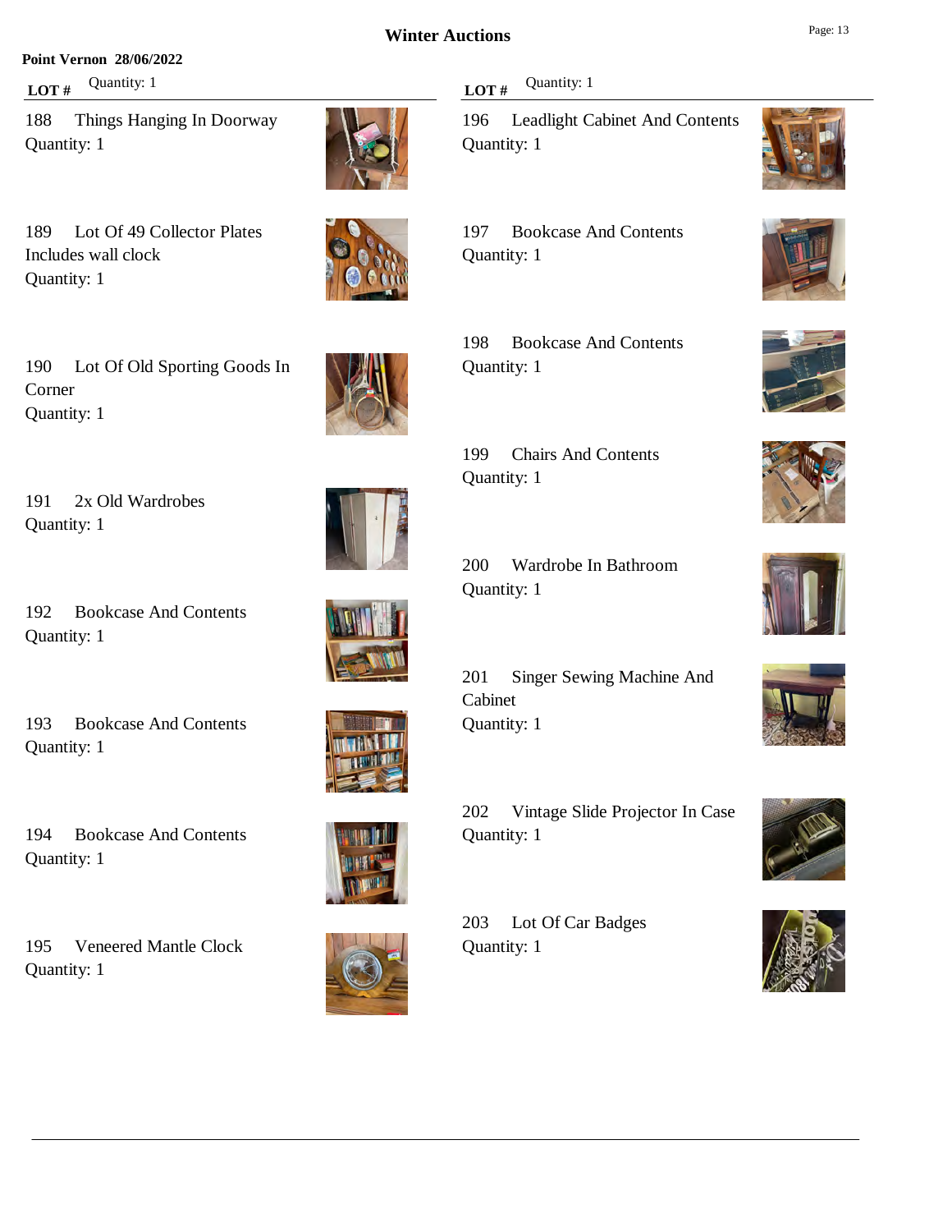# Winter Auctions

**Point Vernon 28/06/2022**

| LOT # | Description | Quantity |
|---|---|---|
| 188 | Things Hanging In Doorway | 1 |
| 189 | Lot Of 49 Collector Plates<br>Includes wall clock | 1 |
| 190 | Lot Of Old Sporting Goods In Corner | 1 |
| 191 | 2x Old Wardrobes | 1 |
| 192 | Bookcase And Contents | 1 |
| 193 | Bookcase And Contents | 1 |
| 194 | Bookcase And Contents | 1 |
| 195 | Veneered Mantle Clock | 1 |
| 196 | Leadlight Cabinet And Contents | 1 |
| 197 | Bookcase And Contents | 1 |
| 198 | Bookcase And Contents | 1 |
| 199 | Chairs And Contents | 1 |
| 200 | Wardrobe In Bathroom | 1 |
| 201 | Singer Sewing Machine And Cabinet | 1 |
| 202 | Vintage Slide Projector In Case | 1 |
| 203 | Lot Of Car Badges | 1 |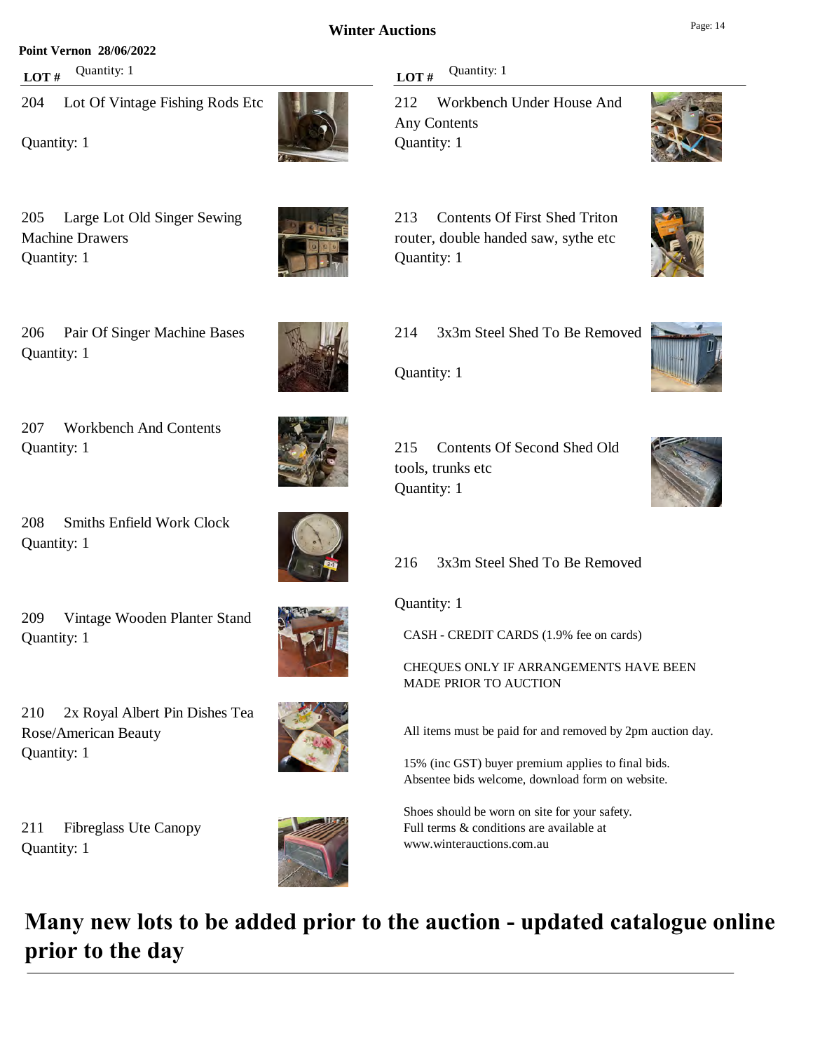# Winter Auctions

**Point Vernon 28/06/2022**

| LOT # | Quantity: 1 |
|---|---|

204 Lot Of Vintage Fishing Rods Etc
Quantity: 1

205 Large Lot Old Singer Sewing Machine Drawers
Quantity: 1

206 Pair Of Singer Machine Bases
Quantity: 1

207 Workbench And Contents
Quantity: 1

208 Smiths Enfield Work Clock
Quantity: 1

209 Vintage Wooden Planter Stand
Quantity: 1

210 2x Royal Albert Pin Dishes Tea Rose/American Beauty
Quantity: 1

211 Fibreglass Ute Canopy
Quantity: 1

212 Workbench Under House And Any Contents
Quantity: 1

213 Contents Of First Shed Triton router, double handed saw, sythe etc
Quantity: 1

214 3x3m Steel Shed To Be Removed
Quantity: 1

215 Contents Of Second Shed Old tools, trunks etc
Quantity: 1

216 3x3m Steel Shed To Be Removed
Quantity: 1

CASH - CREDIT CARDS (1.9% fee on cards)

CHEQUES ONLY IF ARRANGEMENTS HAVE BEEN MADE PRIOR TO AUCTION

All items must be paid for and removed by 2pm auction day.

15% (inc GST) buyer premium applies to final bids.
Absentee bids welcome, download form on website.

Shoes should be worn on site for your safety.
Full terms & conditions are available at
www.winterauctions.com.au

**Many new lots to be added prior to the auction - updated catalogue online prior to the day**